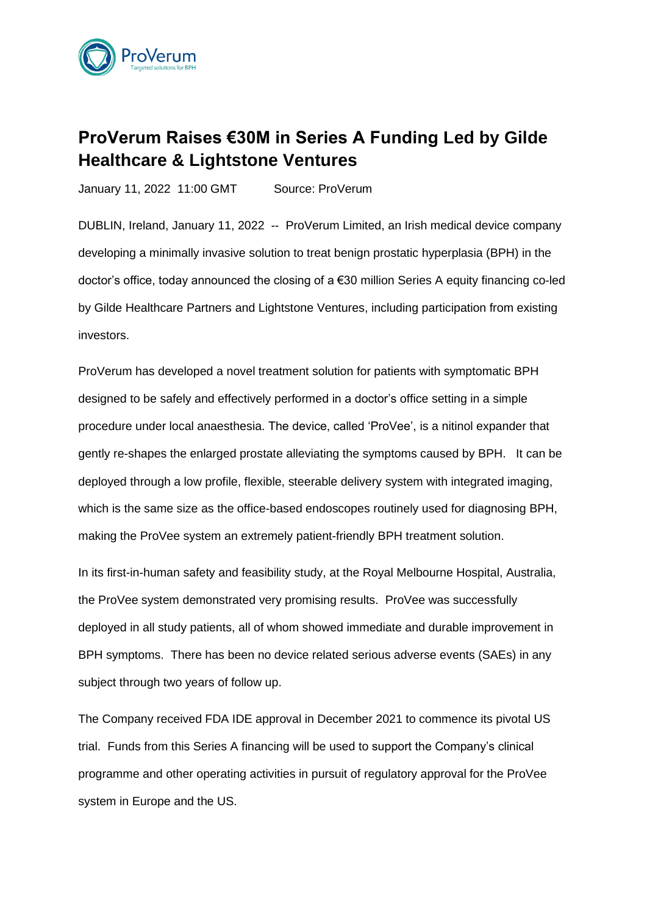ProVerum
Targeted solutions for BPH

# ProVerum Raises €30M in Series A Funding Led by Gilde Healthcare & Lightstone Ventures

January 11, 2022 11:00 GMT Source: ProVerum

DUBLIN, Ireland, January 11, 2022 -- ProVerum Limited, an Irish medical device company developing a minimally invasive solution to treat benign prostatic hyperplasia (BPH) in the doctor's office, today announced the closing of a €30 million Series A equity financing co-led by Gilde Healthcare Partners and Lightstone Ventures, including participation from existing investors.

ProVerum has developed a novel treatment solution for patients with symptomatic BPH designed to be safely and effectively performed in a doctor's office setting in a simple procedure under local anaesthesia. The device, called 'ProVee', is a nitinol expander that gently re-shapes the enlarged prostate alleviating the symptoms caused by BPH. It can be deployed through a low profile, flexible, steerable delivery system with integrated imaging, which is the same size as the office-based endoscopes routinely used for diagnosing BPH, making the ProVee system an extremely patient-friendly BPH treatment solution.

In its first-in-human safety and feasibility study, at the Royal Melbourne Hospital, Australia, the ProVee system demonstrated very promising results. ProVee was successfully deployed in all study patients, all of whom showed immediate and durable improvement in BPH symptoms. There has been no device related serious adverse events (SAEs) in any subject through two years of follow up.

The Company received FDA IDE approval in December 2021 to commence its pivotal US trial. Funds from this Series A financing will be used to support the Company's clinical programme and other operating activities in pursuit of regulatory approval for the ProVee system in Europe and the US.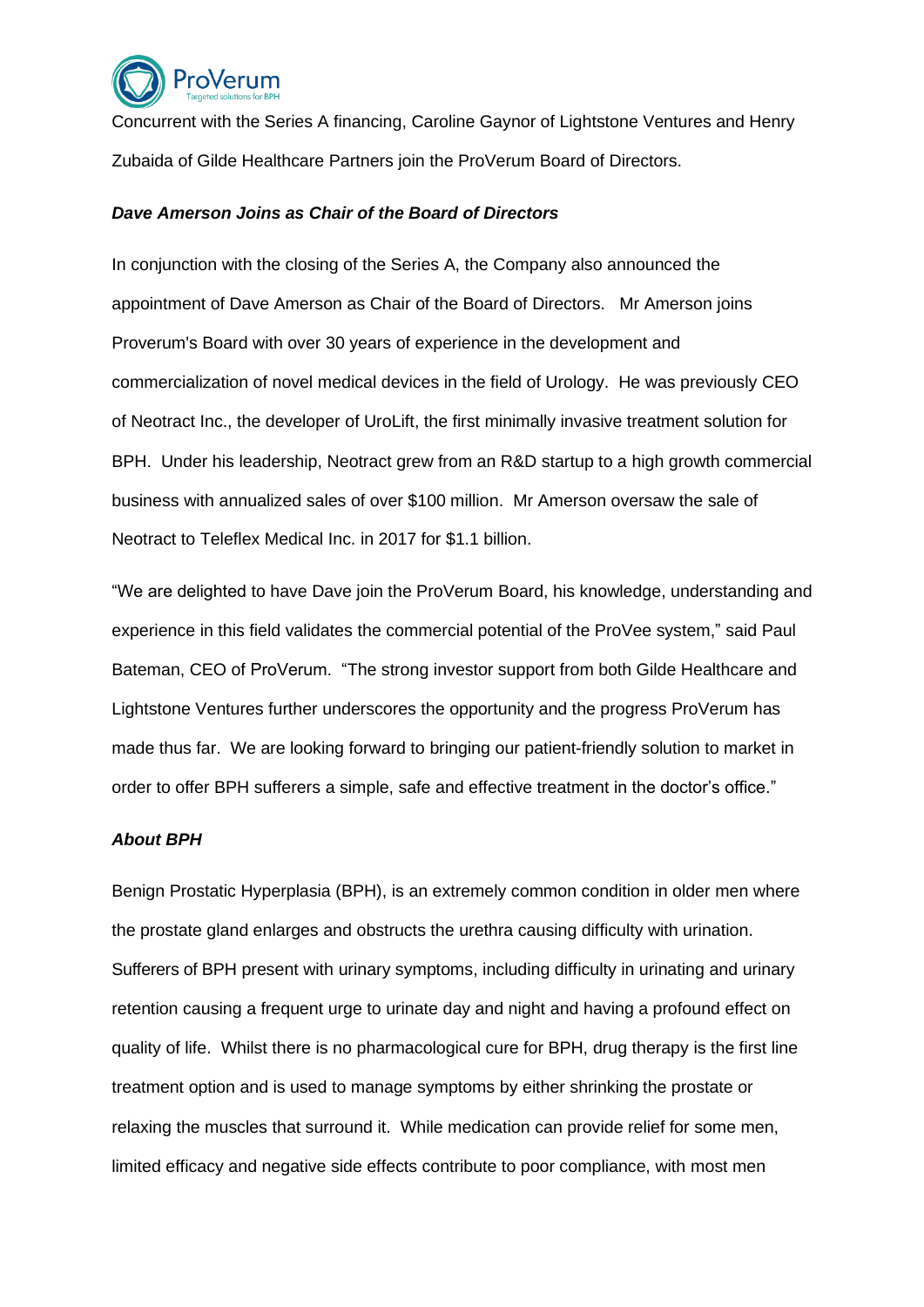Concurrent with the Series A financing, Caroline Gaynor of Lightstone Ventures and Henry Zubaida of Gilde Healthcare Partners join the ProVerum Board of Directors.

***Dave Amerson Joins as Chair of the Board of Directors***

In conjunction with the closing of the Series A, the Company also announced the appointment of Dave Amerson as Chair of the Board of Directors. Mr Amerson joins Proverum's Board with over 30 years of experience in the development and commercialization of novel medical devices in the field of Urology. He was previously CEO of Neotract Inc., the developer of UroLift, the first minimally invasive treatment solution for BPH. Under his leadership, Neotract grew from an R&D startup to a high growth commercial business with annualized sales of over $100 million. Mr Amerson oversaw the sale of Neotract to Teleflex Medical Inc. in 2017 for $1.1 billion.

"We are delighted to have Dave join the ProVerum Board, his knowledge, understanding and experience in this field validates the commercial potential of the ProVee system," said Paul Bateman, CEO of ProVerum. "The strong investor support from both Gilde Healthcare and Lightstone Ventures further underscores the opportunity and the progress ProVerum has made thus far. We are looking forward to bringing our patient-friendly solution to market in order to offer BPH sufferers a simple, safe and effective treatment in the doctor's office."

***About BPH***

Benign Prostatic Hyperplasia (BPH), is an extremely common condition in older men where the prostate gland enlarges and obstructs the urethra causing difficulty with urination. Sufferers of BPH present with urinary symptoms, including difficulty in urinating and urinary retention causing a frequent urge to urinate day and night and having a profound effect on quality of life. Whilst there is no pharmacological cure for BPH, drug therapy is the first line treatment option and is used to manage symptoms by either shrinking the prostate or relaxing the muscles that surround it. While medication can provide relief for some men, limited efficacy and negative side effects contribute to poor compliance, with most men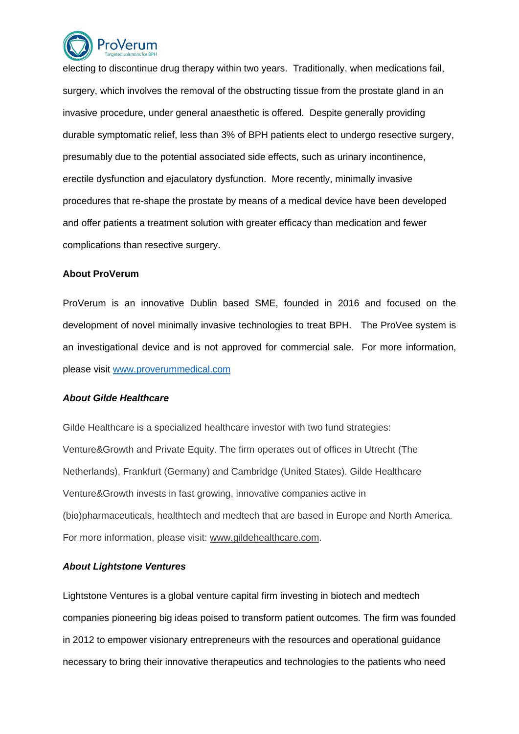electing to discontinue drug therapy within two years. Traditionally, when medications fail, surgery, which involves the removal of the obstructing tissue from the prostate gland in an invasive procedure, under general anaesthetic is offered. Despite generally providing durable symptomatic relief, less than 3% of BPH patients elect to undergo resective surgery, presumably due to the potential associated side effects, such as urinary incontinence, erectile dysfunction and ejaculatory dysfunction. More recently, minimally invasive procedures that re-shape the prostate by means of a medical device have been developed and offer patients a treatment solution with greater efficacy than medication and fewer complications than resective surgery.

**About ProVerum**

ProVerum is an innovative Dublin based SME, founded in 2016 and focused on the development of novel minimally invasive technologies to treat BPH. The ProVee system is an investigational device and is not approved for commercial sale. For more information, please visit [www.proverummedical.com](http://www.proverummedical.com)

***About Gilde Healthcare***

Gilde Healthcare is a specialized healthcare investor with two fund strategies: Venture&Growth and Private Equity. The firm operates out of offices in Utrecht (The Netherlands), Frankfurt (Germany) and Cambridge (United States). Gilde Healthcare Venture&Growth invests in fast growing, innovative companies active in (bio)pharmaceuticals, healthtech and medtech that are based in Europe and North America. For more information, please visit: [www.gildehealthcare.com](http://www.gildehealthcare.com).

***About Lightstone Ventures***

Lightstone Ventures is a global venture capital firm investing in biotech and medtech companies pioneering big ideas poised to transform patient outcomes. The firm was founded in 2012 to empower visionary entrepreneurs with the resources and operational guidance necessary to bring their innovative therapeutics and technologies to the patients who need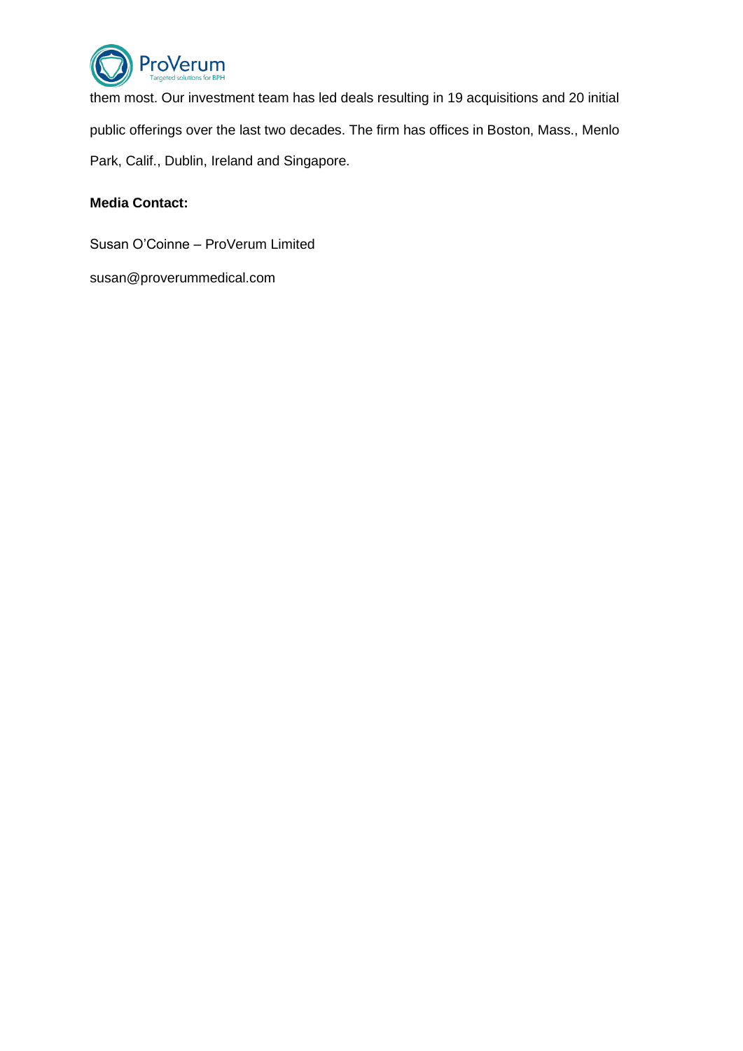them most. Our investment team has led deals resulting in 19 acquisitions and 20 initial public offerings over the last two decades. The firm has offices in Boston, Mass., Menlo Park, Calif., Dublin, Ireland and Singapore.

**Media Contact:**

Susan O'Coinne – ProVerum Limited

susan@proverummedical.com